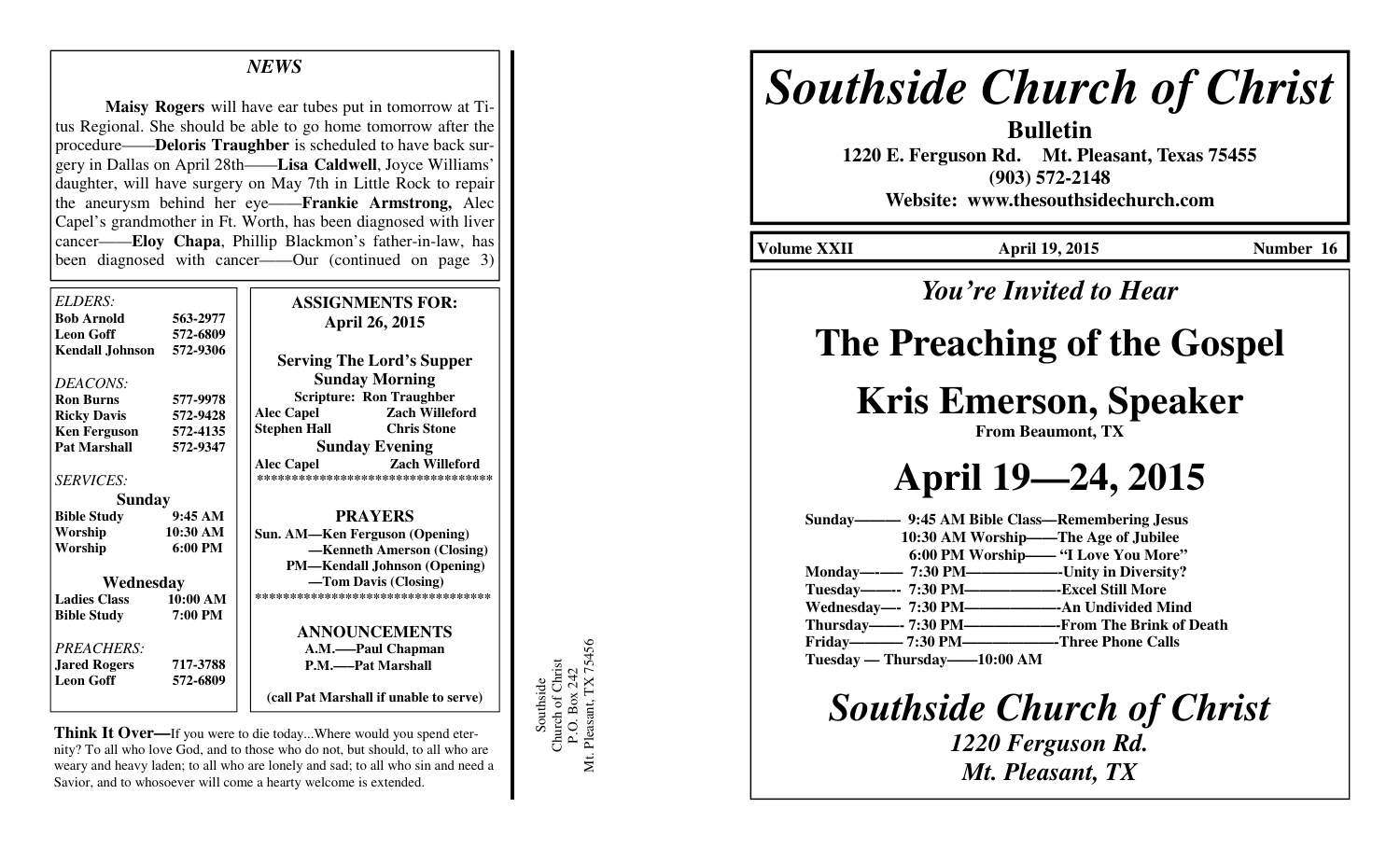## NEWS

**Maisy Rogers** will have ear tubes put in tomorrow at Titus Regional. She should be able to go home tomorrow after the procedure——**Deloris Traughber** is scheduled to have back surgery in Dallas on April 28th——**Lisa Caldwell**, Joyce Williams' daughter, will have surgery on May 7th in Little Rock to repair the aneurysm behind her eye——**Frankie Armstrong,** Alec Capel's grandmother in Ft. Worth, has been diagnosed with liver cancer——**Eloy Chapa**, Phillip Blackmon's father-in-law, has been diagnosed with cancer——Our (continued on page 3)

*ELDERS:*

| | |
|---|---|
| **Bob Arnold** | **563-2977** |
| **Leon Goff** | **572-6809** |
| **Kendall Johnson** | **572-9306** |

*DEACONS:*

| | |
|---|---|
| **Ron Burns** | **577-9978** |
| **Ricky Davis** | **572-9428** |
| **Ken Ferguson** | **572-4135** |
| **Pat Marshall** | **572-9347** |

*SERVICES:*

**Sunday**

| | |
|---|---|
| **Bible Study** | **9:45 AM** |
| **Worship** | **10:30 AM** |
| **Worship** | **6:00 PM** |

**Wednesday**

| | |
|---|---|
| **Ladies Class** | **10:00 AM** |
| **Bible Study** | **7:00 PM** |

*PREACHERS:*

| | |
|---|---|
| **Jared Rogers** | **717-3788** |
| **Leon Goff** | **572-6809** |

**ASSIGNMENTS FOR:**
**April 26, 2015**

**Serving The Lord's Supper**

**Sunday Morning**

**Scripture: Ron Traughber**

| | |
|---|---|
| **Alec Capel** | **Zach Willeford** |
| **Stephen Hall** | **Chris Stone** |

**Sunday Evening**

| | |
|---|---|
| **Alec Capel** | **Zach Willeford** |

**********************************

**PRAYERS**

**Sun. AM—Ken Ferguson (Opening)**
**—Kenneth Amerson (Closing)**
**PM—Kendall Johnson (Opening)**
**—Tom Davis (Closing)**

**********************************

**ANNOUNCEMENTS**

**A.M.—Paul Chapman**
**P.M.—Pat Marshall**

**(call Pat Marshall if unable to serve)**

**Think It Over—**If you were to die today...Where would you spend eternity? To all who love God, and to those who do not, but should, to all who are weary and heavy laden; to all who are lonely and sad; to all who sin and need a Savior, and to whosoever will come a hearty welcome is extended.

Southside
Church of Christ
P.O. Box 242
Mt. Pleasant, TX 75456

# *Southside Church of Christ*

**Bulletin**
**1220 E. Ferguson Rd. Mt. Pleasant, Texas 75455**
**(903) 572-2148**
**Website: www.thesouthsidechurch.com**

**Volume XXII** **April 19, 2015** **Number 16**

## *You're Invited to Hear*

# The Preaching of the Gospel

# Kris Emerson, Speaker

**From Beaumont, TX**

# April 19—24, 2015

**Sunday——— 9:45 AM Bible Class—Remembering Jesus**
**10:30 AM Worship——The Age of Jubilee**
**6:00 PM Worship—— "I Love You More"**
**Monday—-— 7:30 PM——————-Unity in Diversity?**
**Tuesday——- 7:30 PM——————-Excel Still More**
**Wednesday—- 7:30 PM——————-An Undivided Mind**
**Thursday——- 7:30 PM——————-From The Brink of Death**
**Friday———- 7:30 PM——————-Three Phone Calls**
**Tuesday — Thursday——10:00 AM**

## *Southside Church of Christ*

***1220 Ferguson Rd.***
***Mt. Pleasant, TX***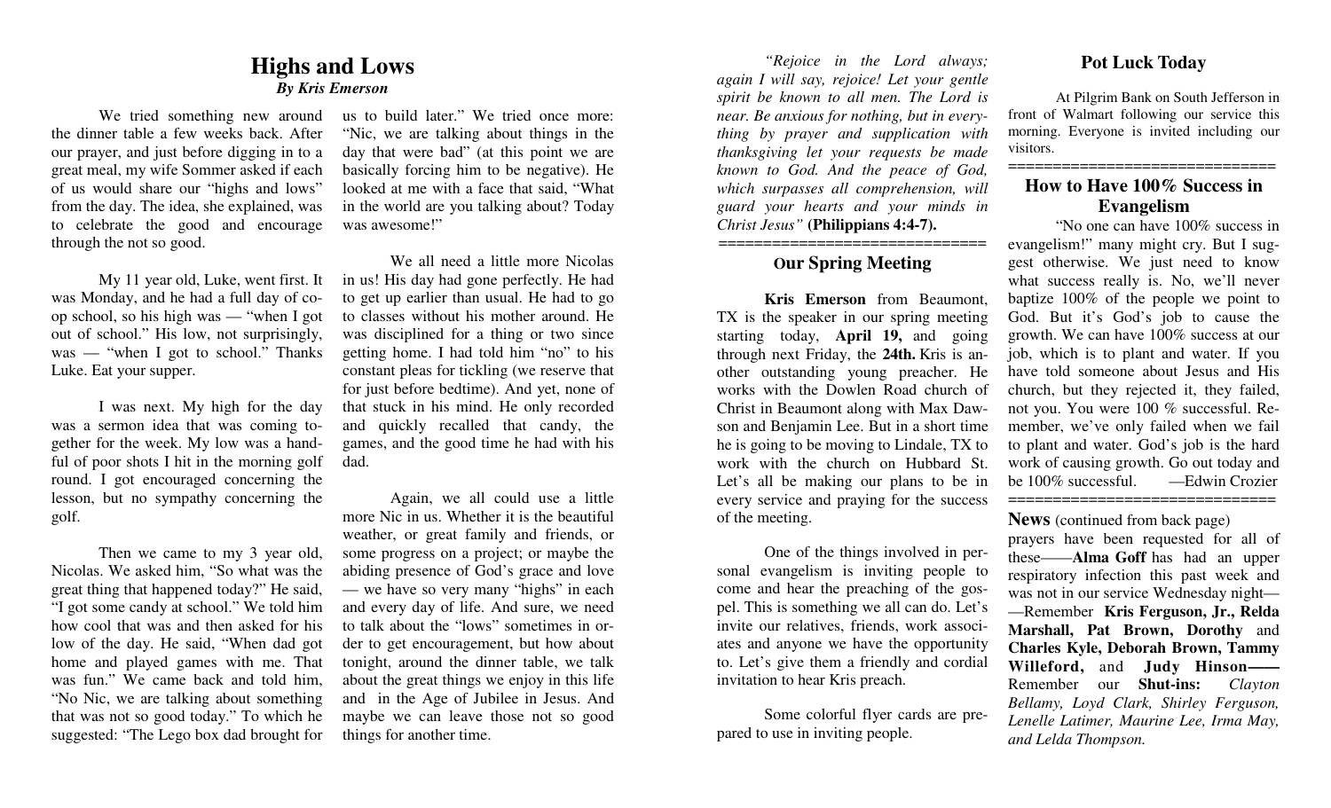## Highs and Lows

***By Kris Emerson***

We tried something new around the dinner table a few weeks back. After our prayer, and just before digging in to a great meal, my wife Sommer asked if each of us would share our "highs and lows" from the day. The idea, she explained, was to celebrate the good and encourage through the not so good.

My 11 year old, Luke, went first. It was Monday, and he had a full day of co-op school, so his high was — "when I got out of school." His low, not surprisingly, was — "when I got to school." Thanks Luke. Eat your supper.

I was next. My high for the day was a sermon idea that was coming together for the week. My low was a handful of poor shots I hit in the morning golf round. I got encouraged concerning the lesson, but no sympathy concerning the golf.

Then we came to my 3 year old, Nicolas. We asked him, "So what was the great thing that happened today?" He said, "I got some candy at school." We told him how cool that was and then asked for his low of the day. He said, "When dad got home and played games with me. That was fun." We came back and told him, "No Nic, we are talking about something that was not so good today." To which he suggested: "The Lego box dad brought for us to build later." We tried once more: "Nic, we are talking about things in the day that were bad" (at this point we are basically forcing him to be negative). He looked at me with a face that said, "What in the world are you talking about? Today was awesome!"

We all need a little more Nicolas in us! His day had gone perfectly. He had to get up earlier than usual. He had to go to classes without his mother around. He was disciplined for a thing or two since getting home. I had told him "no" to his constant pleas for tickling (we reserve that for just before bedtime). And yet, none of that stuck in his mind. He only recorded and quickly recalled that candy, the games, and the good time he had with his dad.

Again, we all could use a little more Nic in us. Whether it is the beautiful weather, or great family and friends, or some progress on a project; or maybe the abiding presence of God's grace and love — we have so very many "highs" in each and every day of life. And sure, we need to talk about the "lows" sometimes in order to get encouragement, but how about tonight, around the dinner table, we talk about the great things we enjoy in this life and in the Age of Jubilee in Jesus. And maybe we can leave those not so good things for another time.

*"Rejoice in the Lord always; again I will say, rejoice! Let your gentle spirit be known to all men. The Lord is near. Be anxious for nothing, but in everything by prayer and supplication with thanksgiving let your requests be made known to God. And the peace of God, which surpasses all comprehension, will guard your hearts and your minds in Christ Jesus"* **(Philippians 4:4-7).**

==============================

## Our Spring Meeting

**Kris Emerson** from Beaumont, TX is the speaker in our spring meeting starting today, **April 19,** and going through next Friday, the **24th.** Kris is another outstanding young preacher. He works with the Dowlen Road church of Christ in Beaumont along with Max Dawson and Benjamin Lee. But in a short time he is going to be moving to Lindale, TX to work with the church on Hubbard St. Let's all be making our plans to be in every service and praying for the success of the meeting.

One of the things involved in personal evangelism is inviting people to come and hear the preaching of the gospel. This is something we all can do. Let's invite our relatives, friends, work associates and anyone we have the opportunity to. Let's give them a friendly and cordial invitation to hear Kris preach.

Some colorful flyer cards are prepared to use in inviting people.

## Pot Luck Today

At Pilgrim Bank on South Jefferson in front of Walmart following our service this morning. Everyone is invited including our visitors.

==============================

## How to Have 100% Success in Evangelism

"No one can have 100% success in evangelism!" many might cry. But I suggest otherwise. We just need to know what success really is. No, we'll never baptize 100% of the people we point to God. But it's God's job to cause the growth. We can have 100% success at our job, which is to plant and water. If you have told someone about Jesus and His church, but they rejected it, they failed, not you. You were 100 % successful. Remember, we've only failed when we fail to plant and water. God's job is the hard work of causing growth. Go out today and be 100% successful. —Edwin Crozier

==============================

**News** (continued from back page)

prayers have been requested for all of these——**Alma Goff** has had an upper respiratory infection this past week and was not in our service Wednesday night——Remember **Kris Ferguson, Jr., Relda Marshall, Pat Brown, Dorothy** and **Charles Kyle, Deborah Brown, Tammy Willeford,** and **Judy Hinson——** Remember our **Shut-ins:** *Clayton Bellamy, Loyd Clark, Shirley Ferguson, Lenelle Latimer, Maurine Lee, Irma May, and Lelda Thompson.*